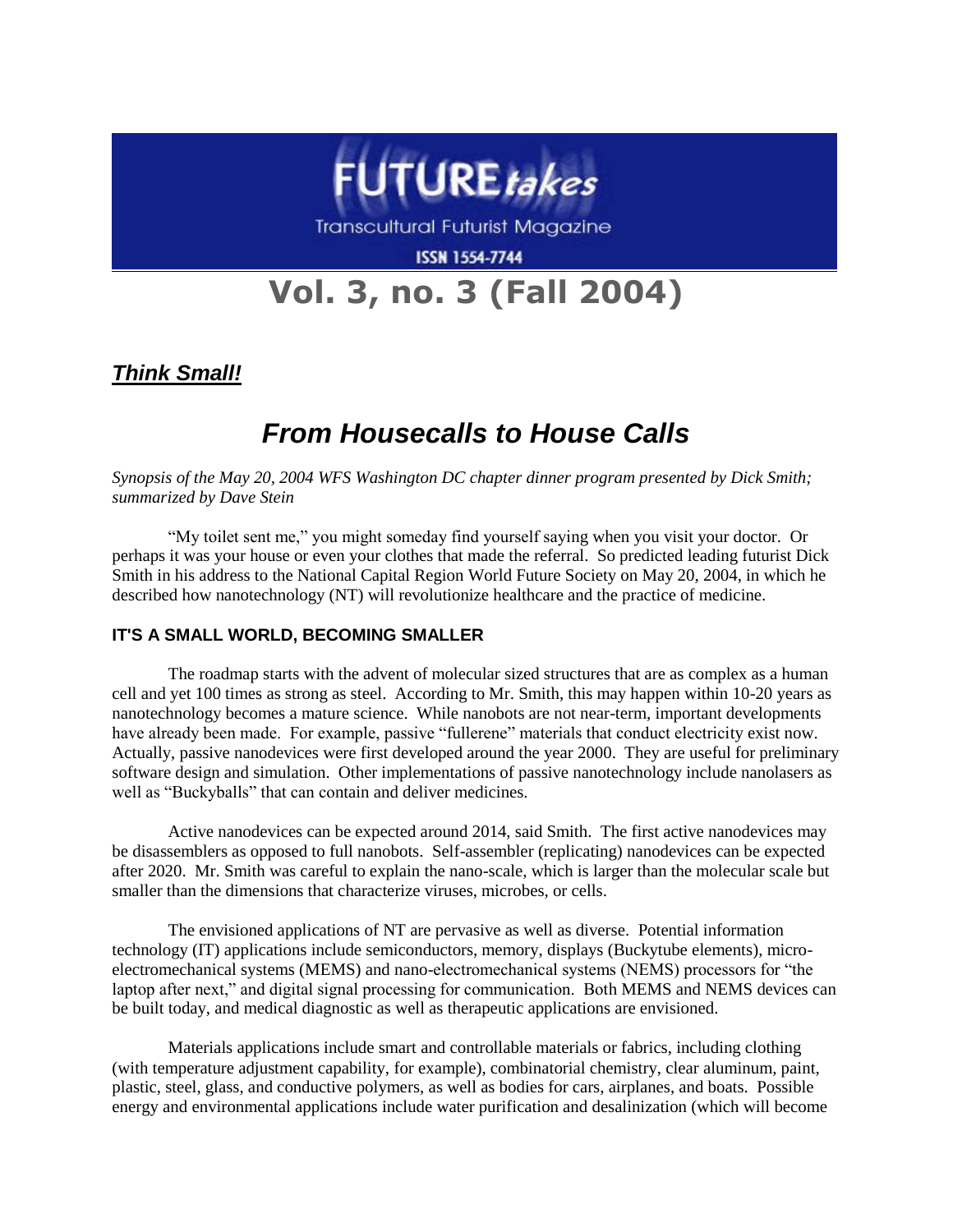# FUTURE*takes*

Transcultural Futurist Magazine

ISSN 1554-7744

# Vol. 3, no. 3 (Fall 2004)

***Think Small!***

## *From Housecalls to House Calls*

*Synopsis of the May 20, 2004 WFS Washington DC chapter dinner program presented by Dick Smith; summarized by Dave Stein*

"My toilet sent me," you might someday find yourself saying when you visit your doctor. Or perhaps it was your house or even your clothes that made the referral. So predicted leading futurist Dick Smith in his address to the National Capital Region World Future Society on May 20, 2004, in which he described how nanotechnology (NT) will revolutionize healthcare and the practice of medicine.

### IT'S A SMALL WORLD, BECOMING SMALLER

The roadmap starts with the advent of molecular sized structures that are as complex as a human cell and yet 100 times as strong as steel. According to Mr. Smith, this may happen within 10-20 years as nanotechnology becomes a mature science. While nanobots are not near-term, important developments have already been made. For example, passive "fullerene" materials that conduct electricity exist now. Actually, passive nanodevices were first developed around the year 2000. They are useful for preliminary software design and simulation. Other implementations of passive nanotechnology include nanolasers as well as "Buckyballs" that can contain and deliver medicines.

Active nanodevices can be expected around 2014, said Smith. The first active nanodevices may be disassemblers as opposed to full nanobots. Self-assembler (replicating) nanodevices can be expected after 2020. Mr. Smith was careful to explain the nano-scale, which is larger than the molecular scale but smaller than the dimensions that characterize viruses, microbes, or cells.

The envisioned applications of NT are pervasive as well as diverse. Potential information technology (IT) applications include semiconductors, memory, displays (Buckytube elements), micro-electromechanical systems (MEMS) and nano-electromechanical systems (NEMS) processors for "the laptop after next," and digital signal processing for communication. Both MEMS and NEMS devices can be built today, and medical diagnostic as well as therapeutic applications are envisioned.

Materials applications include smart and controllable materials or fabrics, including clothing (with temperature adjustment capability, for example), combinatorial chemistry, clear aluminum, paint, plastic, steel, glass, and conductive polymers, as well as bodies for cars, airplanes, and boats. Possible energy and environmental applications include water purification and desalinization (which will become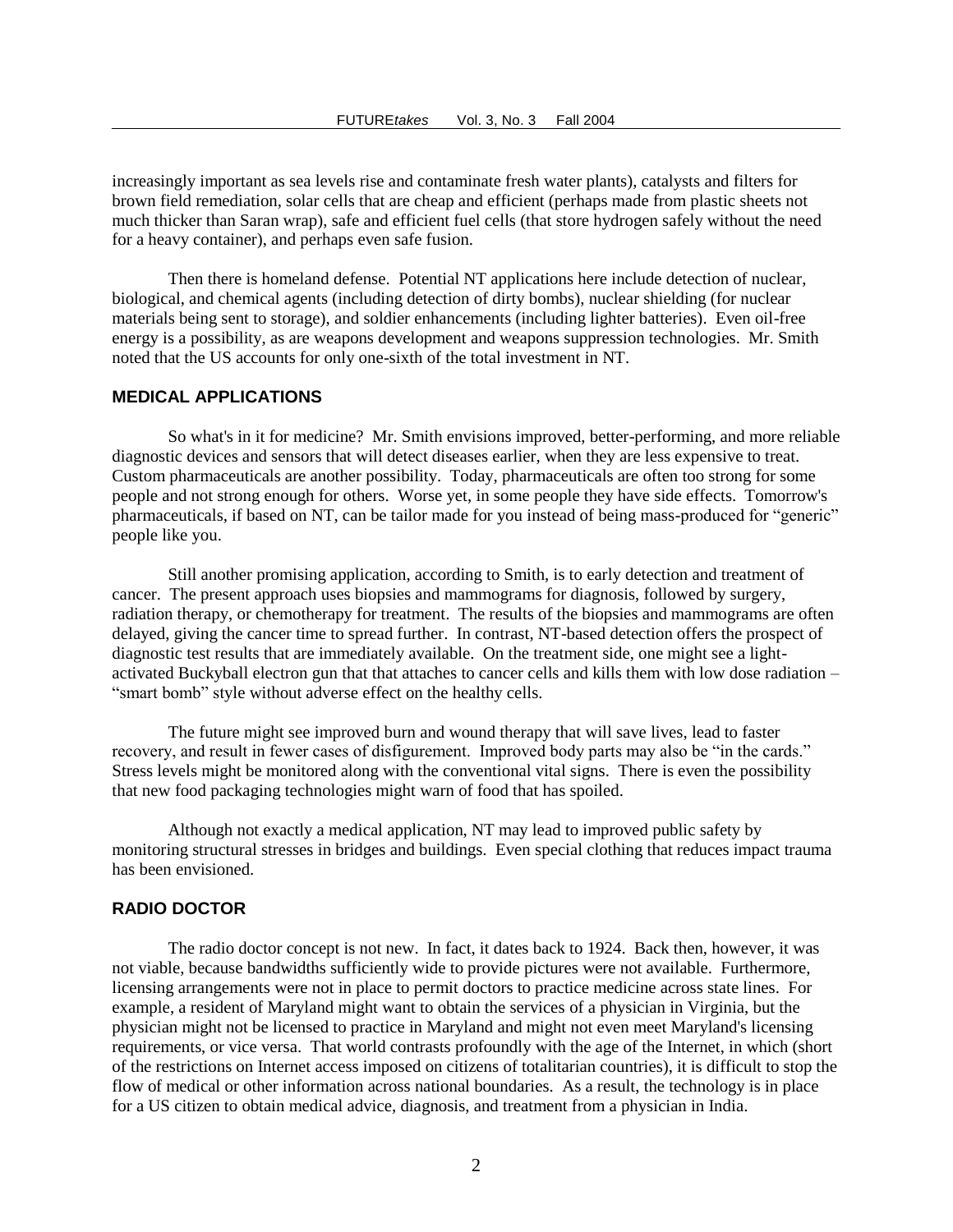increasingly important as sea levels rise and contaminate fresh water plants), catalysts and filters for brown field remediation, solar cells that are cheap and efficient (perhaps made from plastic sheets not much thicker than Saran wrap), safe and efficient fuel cells (that store hydrogen safely without the need for a heavy container), and perhaps even safe fusion.

Then there is homeland defense. Potential NT applications here include detection of nuclear, biological, and chemical agents (including detection of dirty bombs), nuclear shielding (for nuclear materials being sent to storage), and soldier enhancements (including lighter batteries). Even oil-free energy is a possibility, as are weapons development and weapons suppression technologies. Mr. Smith noted that the US accounts for only one-sixth of the total investment in NT.

## MEDICAL APPLICATIONS

So what's in it for medicine? Mr. Smith envisions improved, better-performing, and more reliable diagnostic devices and sensors that will detect diseases earlier, when they are less expensive to treat. Custom pharmaceuticals are another possibility. Today, pharmaceuticals are often too strong for some people and not strong enough for others. Worse yet, in some people they have side effects. Tomorrow's pharmaceuticals, if based on NT, can be tailor made for you instead of being mass-produced for "generic" people like you.

Still another promising application, according to Smith, is to early detection and treatment of cancer. The present approach uses biopsies and mammograms for diagnosis, followed by surgery, radiation therapy, or chemotherapy for treatment. The results of the biopsies and mammograms are often delayed, giving the cancer time to spread further. In contrast, NT-based detection offers the prospect of diagnostic test results that are immediately available. On the treatment side, one might see a light-activated Buckyball electron gun that that attaches to cancer cells and kills them with low dose radiation – "smart bomb" style without adverse effect on the healthy cells.

The future might see improved burn and wound therapy that will save lives, lead to faster recovery, and result in fewer cases of disfigurement. Improved body parts may also be "in the cards." Stress levels might be monitored along with the conventional vital signs. There is even the possibility that new food packaging technologies might warn of food that has spoiled.

Although not exactly a medical application, NT may lead to improved public safety by monitoring structural stresses in bridges and buildings. Even special clothing that reduces impact trauma has been envisioned.

## RADIO DOCTOR

The radio doctor concept is not new. In fact, it dates back to 1924. Back then, however, it was not viable, because bandwidths sufficiently wide to provide pictures were not available. Furthermore, licensing arrangements were not in place to permit doctors to practice medicine across state lines. For example, a resident of Maryland might want to obtain the services of a physician in Virginia, but the physician might not be licensed to practice in Maryland and might not even meet Maryland's licensing requirements, or vice versa. That world contrasts profoundly with the age of the Internet, in which (short of the restrictions on Internet access imposed on citizens of totalitarian countries), it is difficult to stop the flow of medical or other information across national boundaries. As a result, the technology is in place for a US citizen to obtain medical advice, diagnosis, and treatment from a physician in India.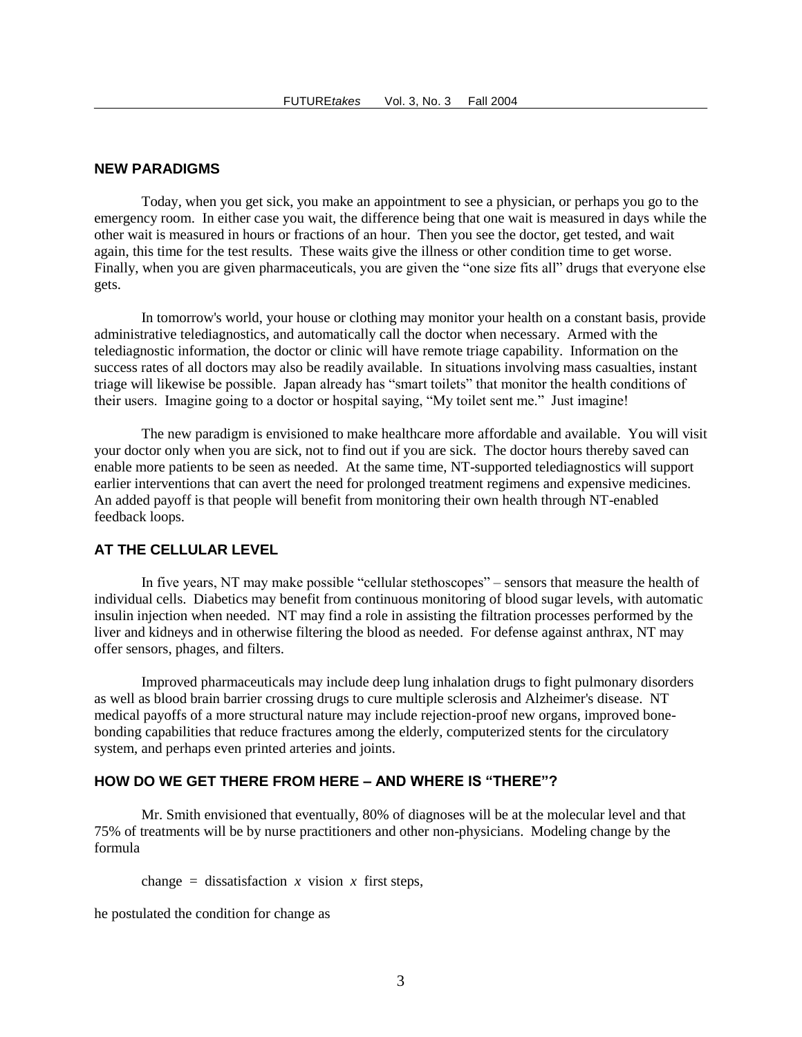## NEW PARADIGMS

Today, when you get sick, you make an appointment to see a physician, or perhaps you go to the emergency room. In either case you wait, the difference being that one wait is measured in days while the other wait is measured in hours or fractions of an hour. Then you see the doctor, get tested, and wait again, this time for the test results. These waits give the illness or other condition time to get worse. Finally, when you are given pharmaceuticals, you are given the "one size fits all" drugs that everyone else gets.

In tomorrow's world, your house or clothing may monitor your health on a constant basis, provide administrative telediagnostics, and automatically call the doctor when necessary. Armed with the telediagnostic information, the doctor or clinic will have remote triage capability. Information on the success rates of all doctors may also be readily available. In situations involving mass casualties, instant triage will likewise be possible. Japan already has "smart toilets" that monitor the health conditions of their users. Imagine going to a doctor or hospital saying, "My toilet sent me." Just imagine!

The new paradigm is envisioned to make healthcare more affordable and available. You will visit your doctor only when you are sick, not to find out if you are sick. The doctor hours thereby saved can enable more patients to be seen as needed. At the same time, NT-supported telediagnostics will support earlier interventions that can avert the need for prolonged treatment regimens and expensive medicines. An added payoff is that people will benefit from monitoring their own health through NT-enabled feedback loops.

## AT THE CELLULAR LEVEL

In five years, NT may make possible "cellular stethoscopes" – sensors that measure the health of individual cells. Diabetics may benefit from continuous monitoring of blood sugar levels, with automatic insulin injection when needed. NT may find a role in assisting the filtration processes performed by the liver and kidneys and in otherwise filtering the blood as needed. For defense against anthrax, NT may offer sensors, phages, and filters.

Improved pharmaceuticals may include deep lung inhalation drugs to fight pulmonary disorders as well as blood brain barrier crossing drugs to cure multiple sclerosis and Alzheimer's disease. NT medical payoffs of a more structural nature may include rejection-proof new organs, improved bone-bonding capabilities that reduce fractures among the elderly, computerized stents for the circulatory system, and perhaps even printed arteries and joints.

## HOW DO WE GET THERE FROM HERE – AND WHERE IS "THERE"?

Mr. Smith envisioned that eventually, 80% of diagnoses will be at the molecular level and that 75% of treatments will be by nurse practitioners and other non-physicians. Modeling change by the formula

$$\text{change} = \text{dissatisfaction} \; x \; \text{vision} \; x \; \text{first steps},$$

he postulated the condition for change as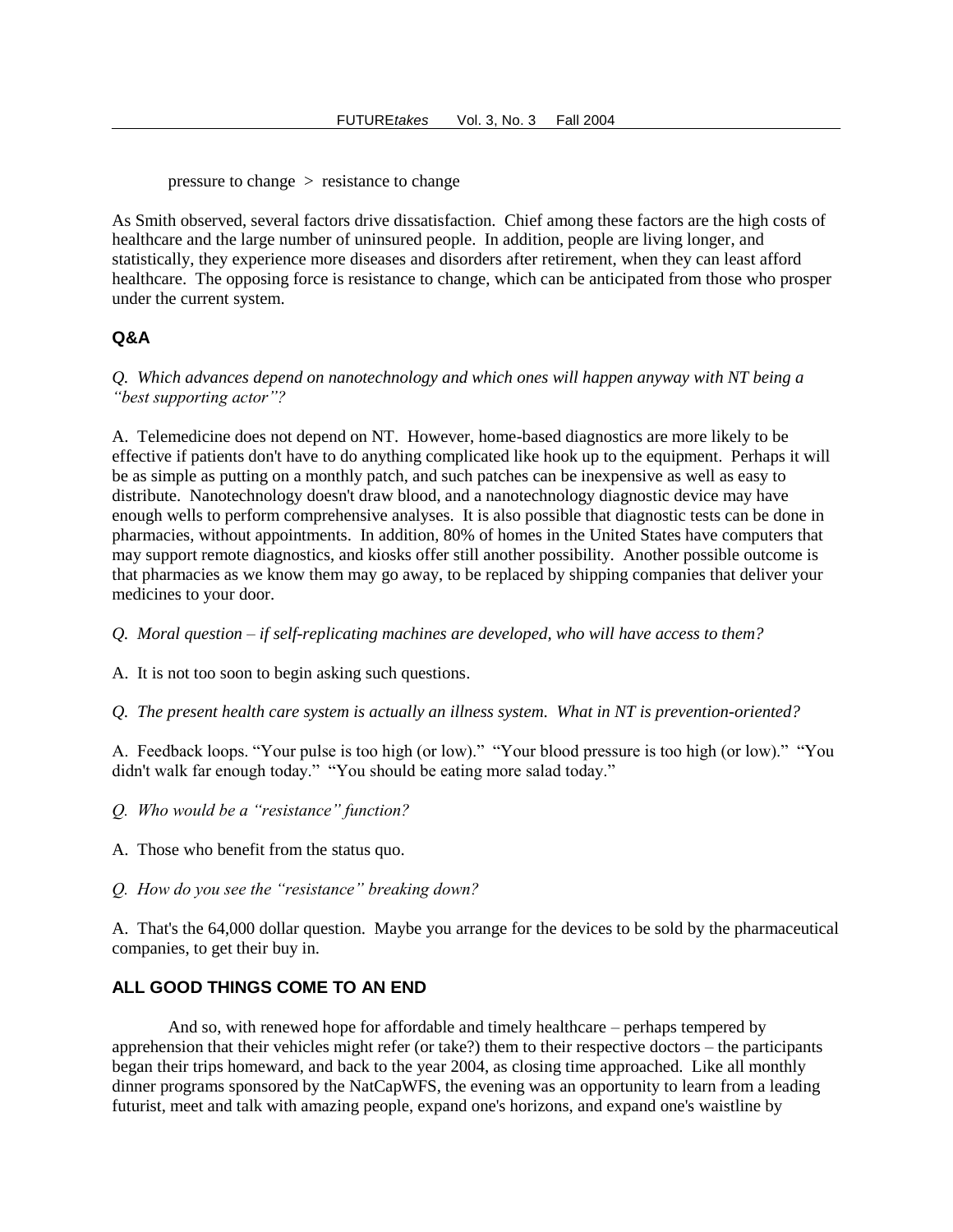pressure to change > resistance to change

As Smith observed, several factors drive dissatisfaction. Chief among these factors are the high costs of healthcare and the large number of uninsured people. In addition, people are living longer, and statistically, they experience more diseases and disorders after retirement, when they can least afford healthcare. The opposing force is resistance to change, which can be anticipated from those who prosper under the current system.

### Q&A

*Q. Which advances depend on nanotechnology and which ones will happen anyway with NT being a "best supporting actor"?*

A. Telemedicine does not depend on NT. However, home-based diagnostics are more likely to be effective if patients don't have to do anything complicated like hook up to the equipment. Perhaps it will be as simple as putting on a monthly patch, and such patches can be inexpensive as well as easy to distribute. Nanotechnology doesn't draw blood, and a nanotechnology diagnostic device may have enough wells to perform comprehensive analyses. It is also possible that diagnostic tests can be done in pharmacies, without appointments. In addition, 80% of homes in the United States have computers that may support remote diagnostics, and kiosks offer still another possibility. Another possible outcome is that pharmacies as we know them may go away, to be replaced by shipping companies that deliver your medicines to your door.

*Q. Moral question – if self-replicating machines are developed, who will have access to them?*

A. It is not too soon to begin asking such questions.

*Q. The present health care system is actually an illness system. What in NT is prevention-oriented?*

A. Feedback loops. "Your pulse is too high (or low)." "Your blood pressure is too high (or low)." "You didn't walk far enough today." "You should be eating more salad today."

*Q. Who would be a "resistance" function?*

A. Those who benefit from the status quo.

*Q. How do you see the "resistance" breaking down?*

A. That's the 64,000 dollar question. Maybe you arrange for the devices to be sold by the pharmaceutical companies, to get their buy in.

### ALL GOOD THINGS COME TO AN END

And so, with renewed hope for affordable and timely healthcare – perhaps tempered by apprehension that their vehicles might refer (or take?) them to their respective doctors – the participants began their trips homeward, and back to the year 2004, as closing time approached. Like all monthly dinner programs sponsored by the NatCapWFS, the evening was an opportunity to learn from a leading futurist, meet and talk with amazing people, expand one's horizons, and expand one's waistline by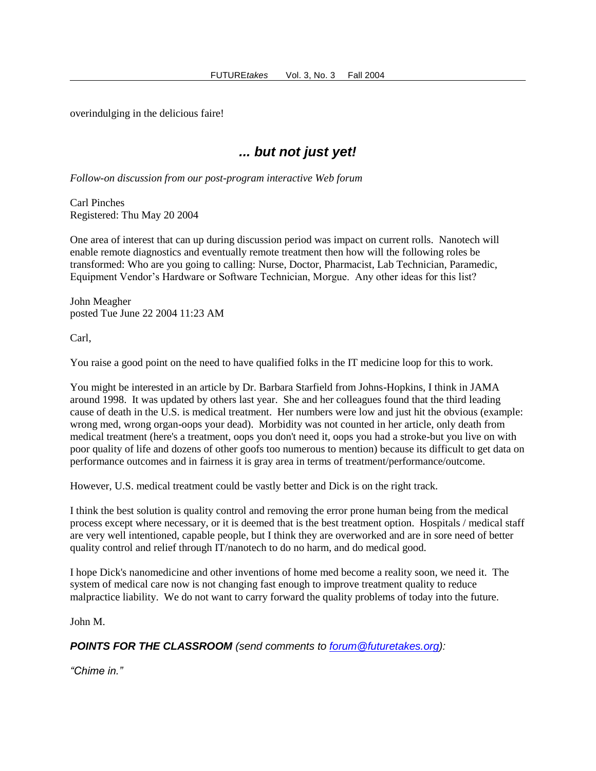overindulging in the delicious faire!

## *... but not just yet!*

*Follow-on discussion from our post-program interactive Web forum*

Carl Pinches
Registered: Thu May 20 2004

One area of interest that can up during discussion period was impact on current rolls. Nanotech will enable remote diagnostics and eventually remote treatment then how will the following roles be transformed: Who are you going to calling: Nurse, Doctor, Pharmacist, Lab Technician, Paramedic, Equipment Vendor's Hardware or Software Technician, Morgue. Any other ideas for this list?

John Meagher
posted Tue June 22 2004 11:23 AM

Carl,

You raise a good point on the need to have qualified folks in the IT medicine loop for this to work.

You might be interested in an article by Dr. Barbara Starfield from Johns-Hopkins, I think in JAMA around 1998. It was updated by others last year. She and her colleagues found that the third leading cause of death in the U.S. is medical treatment. Her numbers were low and just hit the obvious (example: wrong med, wrong organ-oops your dead). Morbidity was not counted in her article, only death from medical treatment (here's a treatment, oops you don't need it, oops you had a stroke-but you live on with poor quality of life and dozens of other goofs too numerous to mention) because its difficult to get data on performance outcomes and in fairness it is gray area in terms of treatment/performance/outcome.

However, U.S. medical treatment could be vastly better and Dick is on the right track.

I think the best solution is quality control and removing the error prone human being from the medical process except where necessary, or it is deemed that is the best treatment option. Hospitals / medical staff are very well intentioned, capable people, but I think they are overworked and are in sore need of better quality control and relief through IT/nanotech to do no harm, and do medical good.

I hope Dick's nanomedicine and other inventions of home med become a reality soon, we need it. The system of medical care now is not changing fast enough to improve treatment quality to reduce malpractice liability. We do not want to carry forward the quality problems of today into the future.

John M.

***POINTS FOR THE CLASSROOM*** *(send comments to [forum@futuretakes.org](mailto:forum@futuretakes.org)):*

*"Chime in."*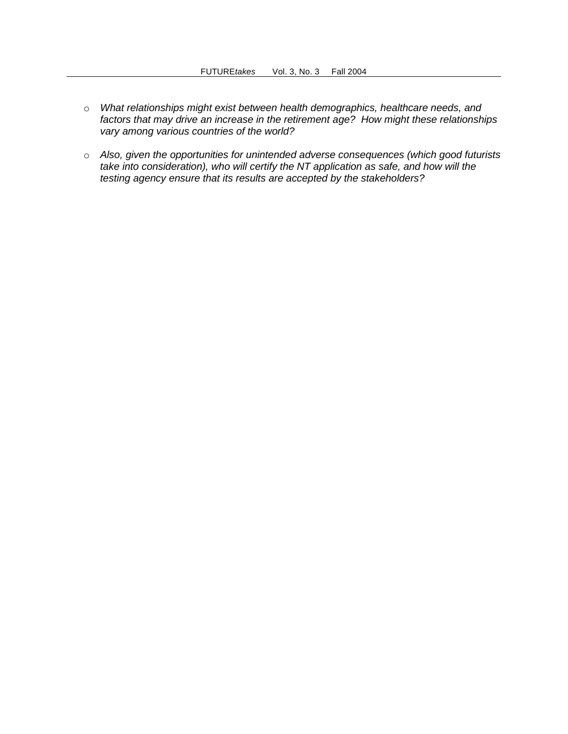- *What relationships might exist between health demographics, healthcare needs, and factors that may drive an increase in the retirement age? How might these relationships vary among various countries of the world?*

- *Also, given the opportunities for unintended adverse consequences (which good futurists take into consideration), who will certify the NT application as safe, and how will the testing agency ensure that its results are accepted by the stakeholders?*